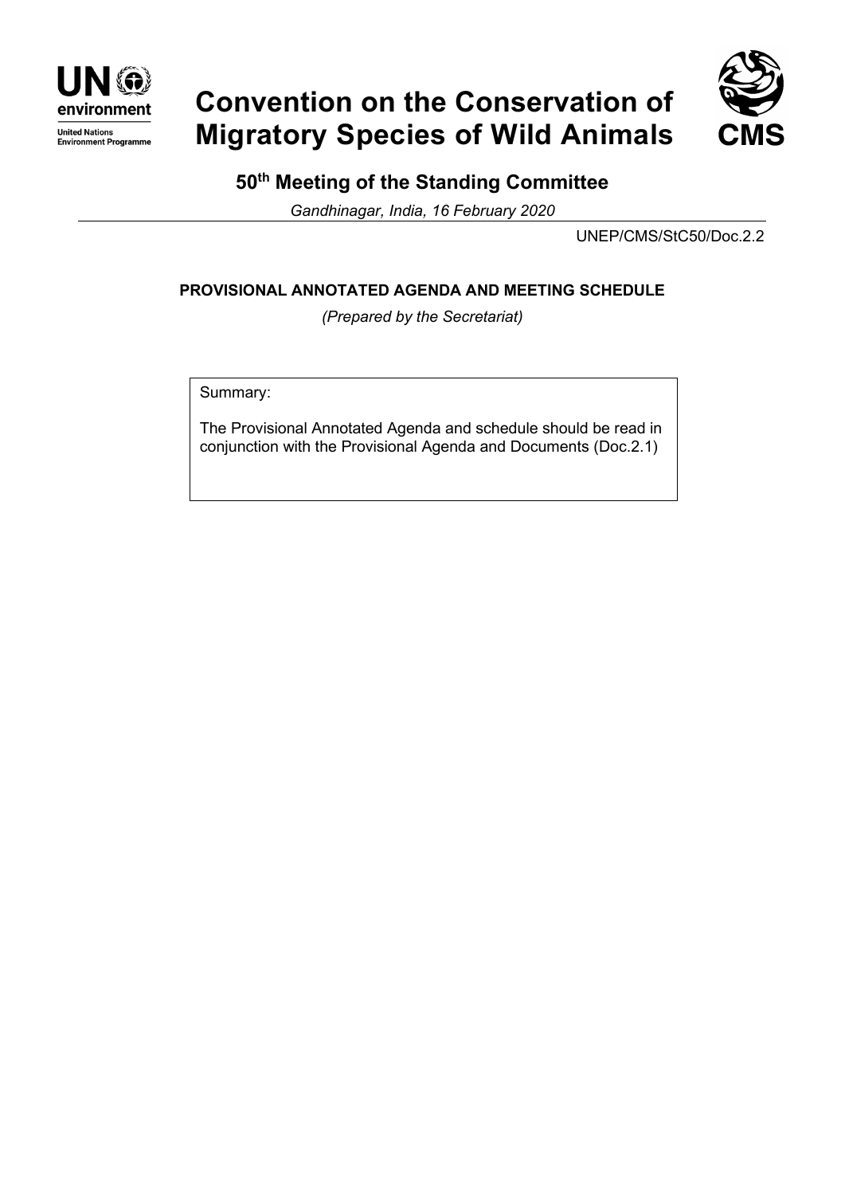UN environment

United Nations Environment Programme

# Convention on the Conservation of Migratory Species of Wild Animals

CMS

## 50th Meeting of the Standing Committee

*Gandhinagar, India, 16 February 2020*

UNEP/CMS/StC50/Doc.2.2

### PROVISIONAL ANNOTATED AGENDA AND MEETING SCHEDULE

*(Prepared by the Secretariat)*

Summary:

The Provisional Annotated Agenda and schedule should be read in conjunction with the Provisional Agenda and Documents (Doc.2.1)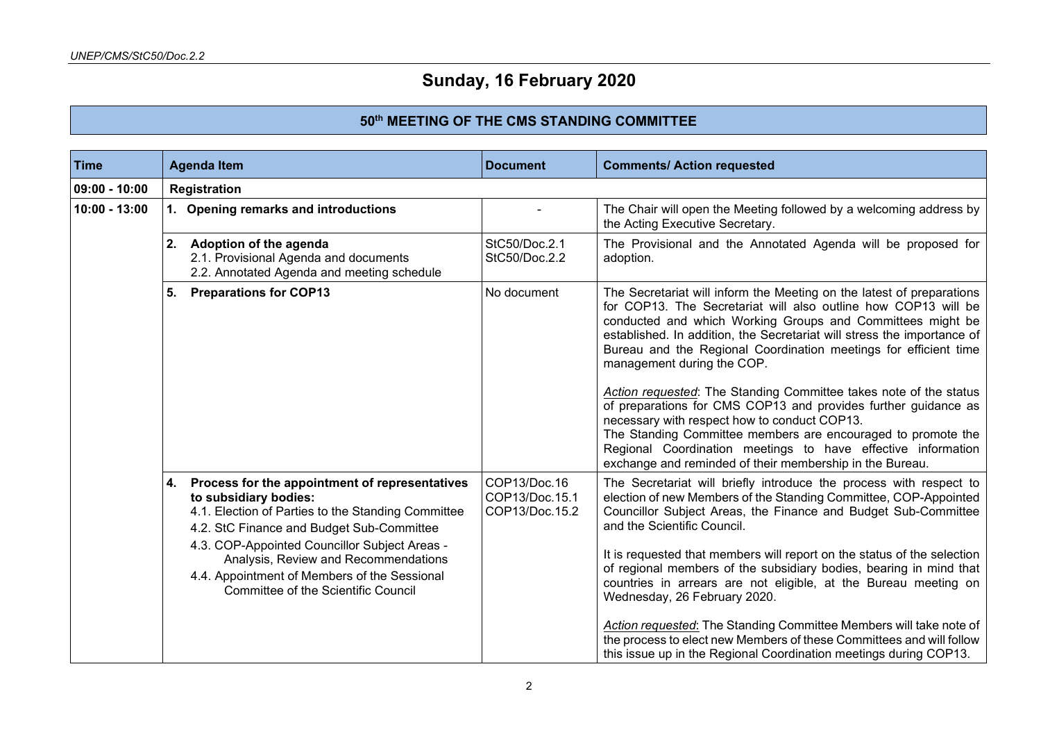# Sunday, 16 February 2020

## 50th MEETING OF THE CMS STANDING COMMITTEE

| Time | Agenda Item | Document | Comments/ Action requested |
|---|---|---|---|
| 09:00 - 10:00 | **Registration** | | |
| 10:00 - 13:00 | **1. Opening remarks and introductions** | - | The Chair will open the Meeting followed by a welcoming address by the Acting Executive Secretary. |
| | **2. Adoption of the agenda**<br>2.1. Provisional Agenda and documents<br>2.2. Annotated Agenda and meeting schedule | StC50/Doc.2.1<br>StC50/Doc.2.2 | The Provisional and the Annotated Agenda will be proposed for adoption. |
| | **5. Preparations for COP13** | No document | The Secretariat will inform the Meeting on the latest of preparations for COP13. The Secretariat will also outline how COP13 will be conducted and which Working Groups and Committees might be established. In addition, the Secretariat will stress the importance of Bureau and the Regional Coordination meetings for efficient time management during the COP.<br><br>*Action requested*: The Standing Committee takes note of the status of preparations for CMS COP13 and provides further guidance as necessary with respect how to conduct COP13.<br>The Standing Committee members are encouraged to promote the Regional Coordination meetings to have effective information exchange and reminded of their membership in the Bureau. |
| | **4. Process for the appointment of representatives to subsidiary bodies:**<br>4.1. Election of Parties to the Standing Committee<br>4.2. StC Finance and Budget Sub-Committee<br>4.3. COP-Appointed Councillor Subject Areas - Analysis, Review and Recommendations<br>4.4. Appointment of Members of the Sessional Committee of the Scientific Council | COP13/Doc.16<br>COP13/Doc.15.1<br>COP13/Doc.15.2 | The Secretariat will briefly introduce the process with respect to election of new Members of the Standing Committee, COP-Appointed Councillor Subject Areas, the Finance and Budget Sub-Committee and the Scientific Council.<br><br>It is requested that members will report on the status of the selection of regional members of the subsidiary bodies, bearing in mind that countries in arrears are not eligible, at the Bureau meeting on Wednesday, 26 February 2020.<br><br>*Action requested*: The Standing Committee Members will take note of the process to elect new Members of these Committees and will follow this issue up in the Regional Coordination meetings during COP13. |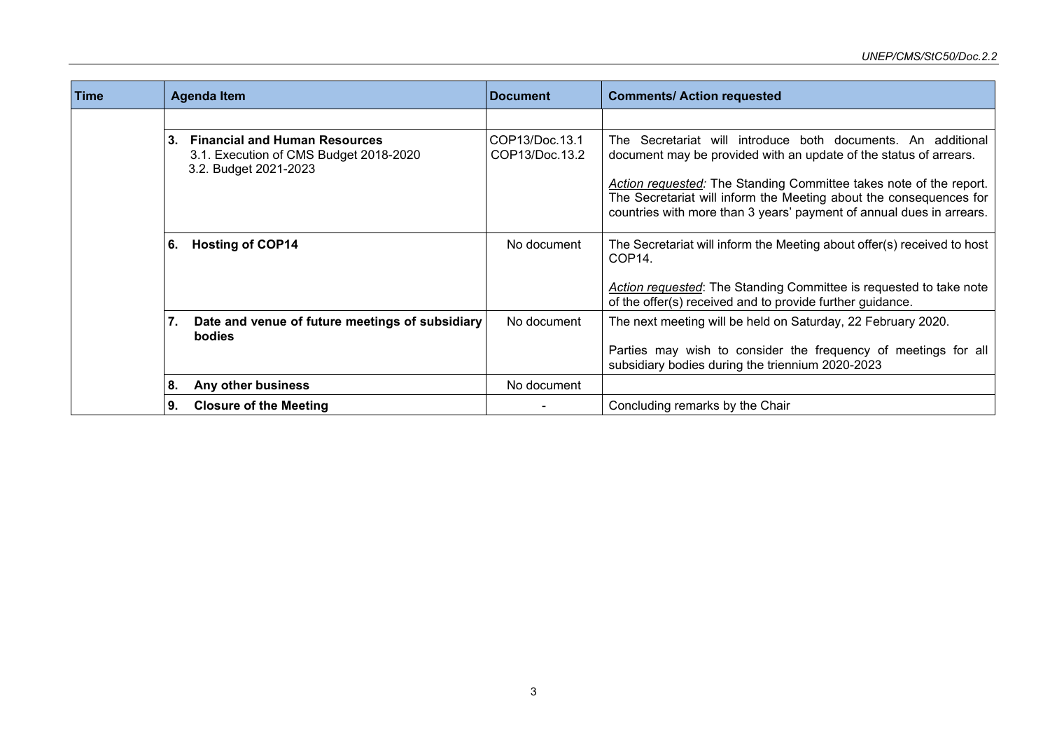| Time | Agenda Item | Document | Comments/ Action requested |
|---|---|---|---|
| | | | |
| | **3. Financial and Human Resources**<br>3.1. Execution of CMS Budget 2018-2020<br>3.2. Budget 2021-2023 | COP13/Doc.13.1<br>COP13/Doc.13.2 | The Secretariat will introduce both documents. An additional document may be provided with an update of the status of arrears.<br><br>*Action requested:* The Standing Committee takes note of the report. The Secretariat will inform the Meeting about the consequences for countries with more than 3 years' payment of annual dues in arrears. |
| | **6. Hosting of COP14** | No document | The Secretariat will inform the Meeting about offer(s) received to host COP14.<br><br>*Action requested*: The Standing Committee is requested to take note of the offer(s) received and to provide further guidance. |
| | **7. Date and venue of future meetings of subsidiary bodies** | No document | The next meeting will be held on Saturday, 22 February 2020.<br><br>Parties may wish to consider the frequency of meetings for all subsidiary bodies during the triennium 2020-2023 |
| | **8. Any other business** | No document | |
| | **9. Closure of the Meeting** | - | Concluding remarks by the Chair |